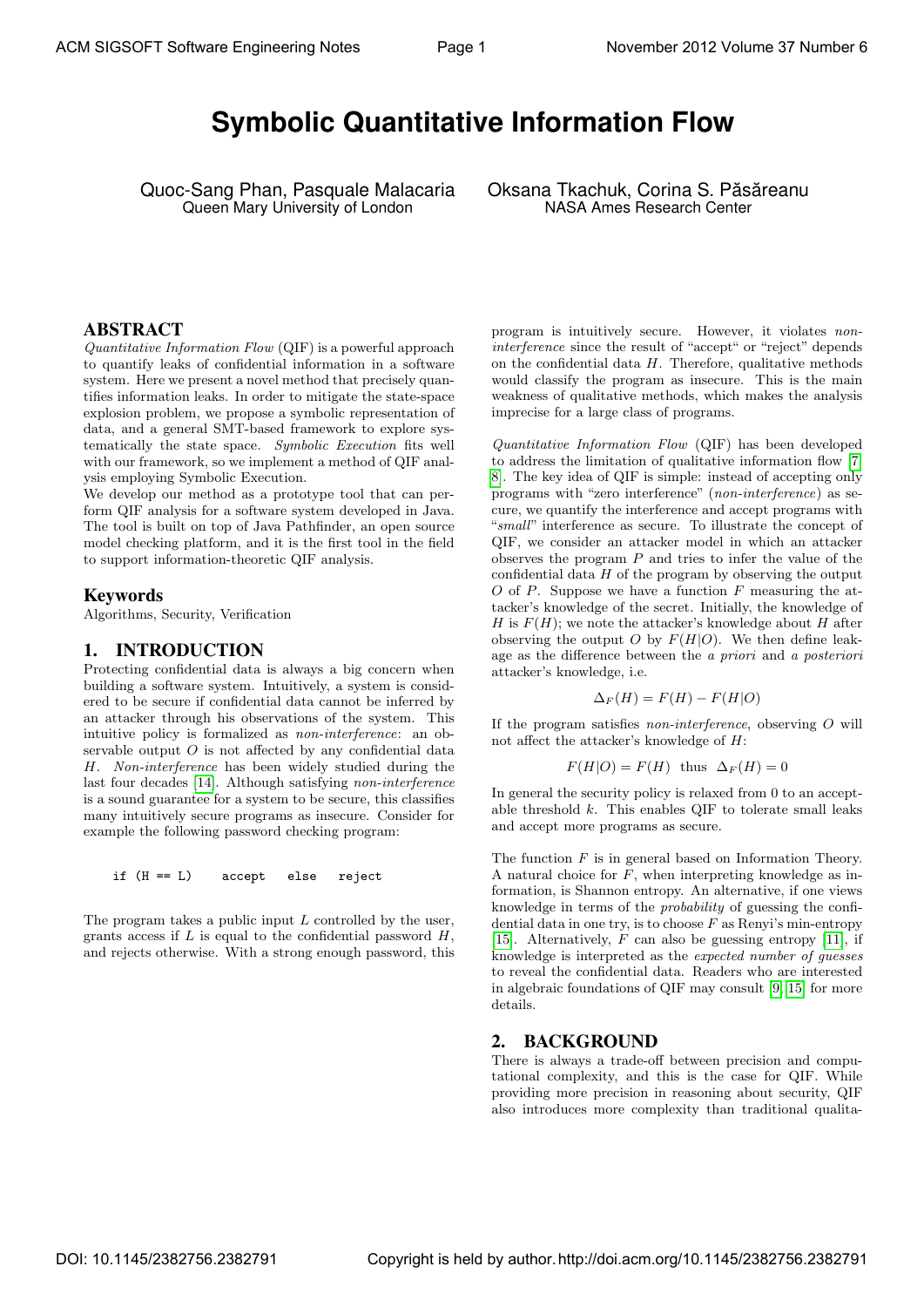# Symbolic Quantitative Information Flow

Quoc-Sang Phan, Pasquale Malacaria
Queen Mary University of London

Oksana Tkachuk, Corina S. Păsăreanu
NASA Ames Research Center

## ABSTRACT

*Quantitative Information Flow* (QIF) is a powerful approach to quantify leaks of confidential information in a software system. Here we present a novel method that precisely quantifies information leaks. In order to mitigate the state-space explosion problem, we propose a symbolic representation of data, and a general SMT-based framework to explore systematically the state space. *Symbolic Execution* fits well with our framework, so we implement a method of QIF analysis employing Symbolic Execution.

We develop our method as a prototype tool that can perform QIF analysis for a software system developed in Java. The tool is built on top of Java Pathfinder, an open source model checking platform, and it is the first tool in the field to support information-theoretic QIF analysis.

## Keywords

Algorithms, Security, Verification

## 1. INTRODUCTION

Protecting confidential data is always a big concern when building a software system. Intuitively, a system is considered to be secure if confidential data cannot be inferred by an attacker through his observations of the system. This intuitive policy is formalized as *non-interference*: an observable output $O$ is not affected by any confidential data $H$. *Non-interference* has been widely studied during the last four decades [14]. Although satisfying *non-interference* is a sound guarantee for a system to be secure, this classifies many intuitively secure programs as insecure. Consider for example the following password checking program:

```
if (H == L)    accept   else   reject
```

The program takes a public input $L$ controlled by the user, grants access if $L$ is equal to the confidential password $H$, and rejects otherwise. With a strong enough password, this program is intuitively secure. However, it violates *non-interference* since the result of "accept" or "reject" depends on the confidential data $H$. Therefore, qualitative methods would classify the program as insecure. This is the main weakness of qualitative methods, which makes the analysis imprecise for a large class of programs.

*Quantitative Information Flow* (QIF) has been developed to address the limitation of qualitative information flow [7, 8]. The key idea of QIF is simple: instead of accepting only programs with "zero interference" (*non-interference*) as secure, we quantify the interference and accept programs with "*small*" interference as secure. To illustrate the concept of QIF, we consider an attacker model in which an attacker observes the program $P$ and tries to infer the value of the confidential data $H$ of the program by observing the output $O$ of $P$. Suppose we have a function $F$ measuring the attacker's knowledge of the secret. Initially, the knowledge of $H$ is $F(H)$; we note the attacker's knowledge about $H$ after observing the output $O$ by $F(H|O)$. We then define leakage as the difference between the *a priori* and *a posteriori* attacker's knowledge, i.e.

$$\Delta_F(H) = F(H) - F(H|O)$$

If the program satisfies *non-interference*, observing $O$ will not affect the attacker's knowledge of $H$:

$$F(H|O) = F(H) \text{ thus } \Delta_F(H) = 0$$

In general the security policy is relaxed from 0 to an acceptable threshold $k$. This enables QIF to tolerate small leaks and accept more programs as secure.

The function $F$ is in general based on Information Theory. A natural choice for $F$, when interpreting knowledge as information, is Shannon entropy. An alternative, if one views knowledge in terms of the *probability* of guessing the confidential data in one try, is to choose $F$ as Renyi's min-entropy [15]. Alternatively, $F$ can also be guessing entropy [11], if knowledge is interpreted as the *expected number of guesses* to reveal the confidential data. Readers who are interested in algebraic foundations of QIF may consult [9, 15] for more details.

## 2. BACKGROUND

There is always a trade-off between precision and computational complexity, and this is the case for QIF. While providing more precision in reasoning about security, QIF also introduces more complexity than traditional qualita-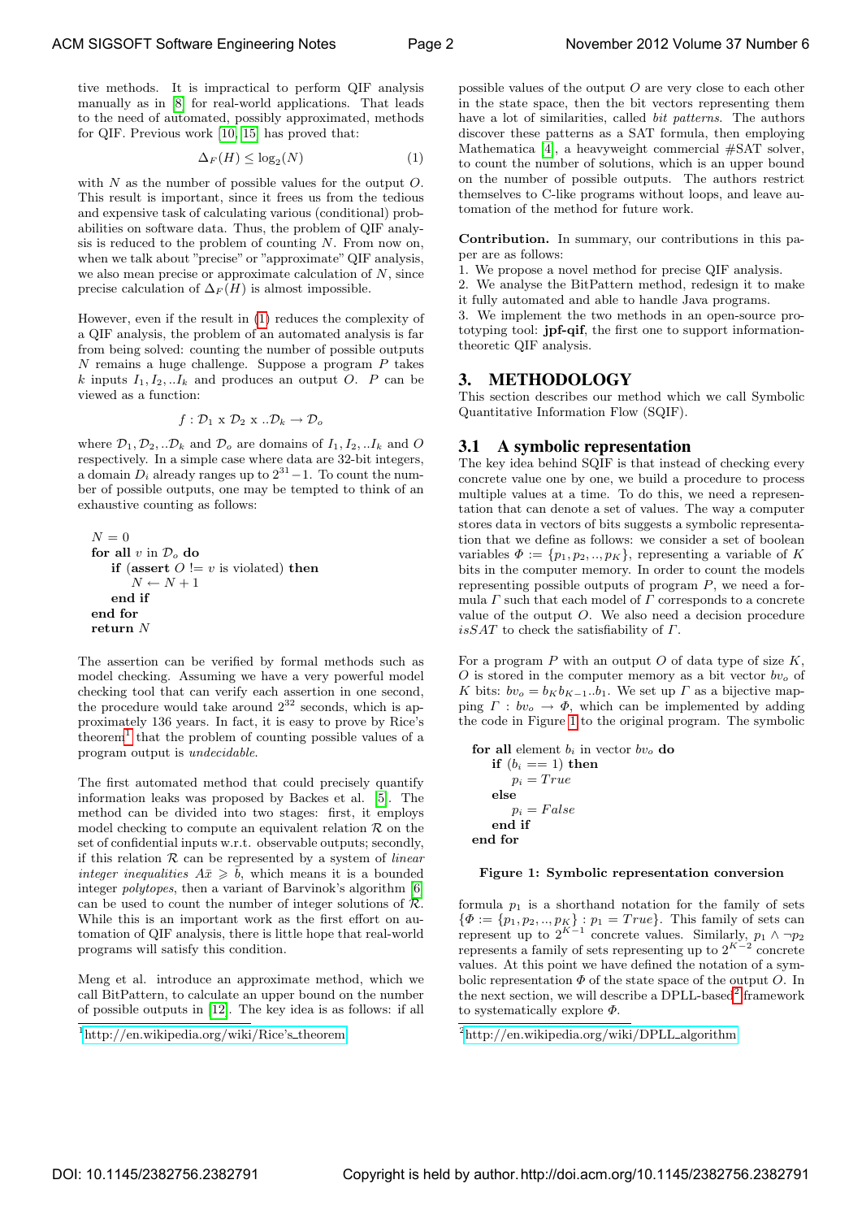tive methods. It is impractical to perform QIF analysis manually as in [8] for real-world applications. That leads to the need of automated, possibly approximated, methods for QIF. Previous work [10, 15] has proved that:

$$\Delta_F(H) \leq \log_2(N) \tag{1}$$

with $N$ as the number of possible values for the output $O$. This result is important, since it frees us from the tedious and expensive task of calculating various (conditional) probabilities on software data. Thus, the problem of QIF analysis is reduced to the problem of counting $N$. From now on, when we talk about "precise" or "approximate" QIF analysis, we also mean precise or approximate calculation of $N$, since precise calculation of $\Delta_F(H)$ is almost impossible.

However, even if the result in (1) reduces the complexity of a QIF analysis, the problem of an automated analysis is far from being solved: counting the number of possible outputs $N$ remains a huge challenge. Suppose a program $P$ takes $k$ inputs $I_1, I_2, ..I_k$ and produces an output $O$. $P$ can be viewed as a function:

$$f : \mathcal{D}_1 \text{ x } \mathcal{D}_2 \text{ x } ..\mathcal{D}_k \rightarrow \mathcal{D}_o$$

where $\mathcal{D}_1, \mathcal{D}_2, ..\mathcal{D}_k$ and $\mathcal{D}_o$ are domains of $I_1, I_2, ..I_k$ and $O$ respectively. In a simple case where data are 32-bit integers, a domain $D_i$ already ranges up to $2^{31}-1$. To count the number of possible outputs, one may be tempted to think of an exhaustive counting as follows:

```
N = 0
for all v in D_o do
    if (assert O != v is violated) then
        N ← N + 1
    end if
end for
return N
```

The assertion can be verified by formal methods such as model checking. Assuming we have a very powerful model checking tool that can verify each assertion in one second, the procedure would take around $2^{32}$ seconds, which is approximately 136 years. In fact, it is easy to prove by Rice's theorem[1] that the problem of counting possible values of a program output is *undecidable*.

The first automated method that could precisely quantify information leaks was proposed by Backes et al. [5]. The method can be divided into two stages: first, it employs model checking to compute an equivalent relation $\mathcal{R}$ on the set of confidential inputs w.r.t. observable outputs; secondly, if this relation $\mathcal{R}$ can be represented by a system of *linear integer inequalities* $A\bar{x} \geqslant \bar{b}$, which means it is a bounded integer *polytopes*, then a variant of Barvinok's algorithm [6] can be used to count the number of integer solutions of $\mathcal{R}$. While this is an important work as the first effort on automation of QIF analysis, there is little hope that real-world programs will satisfy this condition.

Meng et al. introduce an approximate method, which we call BitPattern, to calculate an upper bound on the number of possible outputs in [12]. The key idea is as follows: if all possible values of the output $O$ are very close to each other in the state space, then the bit vectors representing them have a lot of similarities, called *bit patterns*. The authors discover these patterns as a SAT formula, then employing Mathematica [4], a heavyweight commercial #SAT solver, to count the number of solutions, which is an upper bound on the number of possible outputs. The authors restrict themselves to C-like programs without loops, and leave automation of the method for future work.

[1] http://en.wikipedia.org/wiki/Rice's_theorem

**Contribution.** In summary, our contributions in this paper are as follows:

1. We propose a novel method for precise QIF analysis.
2. We analyse the BitPattern method, redesign it to make it fully automated and able to handle Java programs.
3. We implement the two methods in an open-source prototyping tool: **jpf-qif**, the first one to support information-theoretic QIF analysis.

## 3. METHODOLOGY

This section describes our method which we call Symbolic Quantitative Information Flow (SQIF).

### 3.1 A symbolic representation

The key idea behind SQIF is that instead of checking every concrete value one by one, we build a procedure to process multiple values at a time. To do this, we need a representation that can denote a set of values. The way a computer stores data in vectors of bits suggests a symbolic representation that we define as follows: we consider a set of boolean variables $\Phi := \{p_1, p_2, .., p_K\}$, representing a variable of $K$ bits in the computer memory. In order to count the models representing possible outputs of program $P$, we need a formula $\Gamma$ such that each model of $\Gamma$ corresponds to a concrete value of the output $O$. We also need a decision procedure $isSAT$ to check the satisfiability of $\Gamma$.

For a program $P$ with an output $O$ of data type of size $K$, $O$ is stored in the computer memory as a bit vector $bv_o$ of $K$ bits: $bv_o = b_K b_{K-1}..b_1$. We set up $\Gamma$ as a bijective mapping $\Gamma : bv_o \rightarrow \Phi$, which can be implemented by adding the code in Figure 1 to the original program. The symbolic

```
for all element b_i in vector bv_o do
    if (b_i == 1) then
        p_i = True
    else
        p_i = False
    end if
end for
```

**Figure 1: Symbolic representation conversion**

formula $p_1$ is a shorthand notation for the family of sets $\{\Phi := \{p_1, p_2, .., p_K\} : p_1 = True\}$. This family of sets can represent up to $2^{K-1}$ concrete values. Similarly, $p_1 \wedge \neg p_2$ represents a family of sets representing up to $2^{K-2}$ concrete values. At this point we have defined the notation of a symbolic representation $\Phi$ of the state space of the output $O$. In the next section, we will describe a DPLL-based[2] framework to systematically explore $\Phi$.

[2] http://en.wikipedia.org/wiki/DPLL_algorithm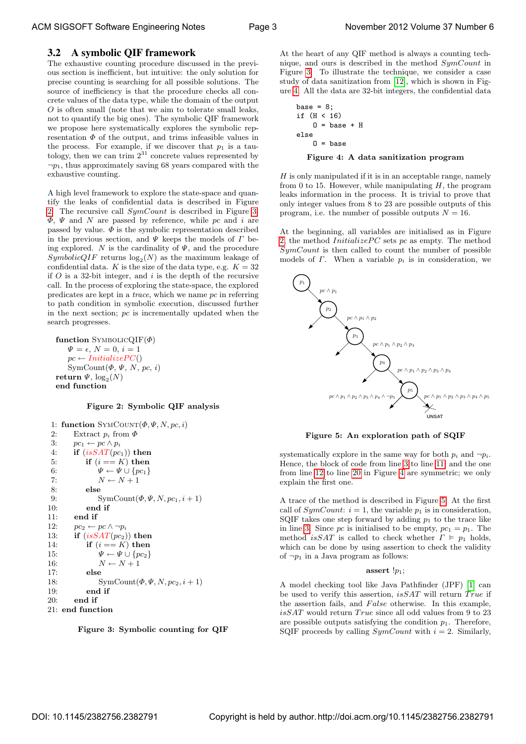### 3.2 A symbolic QIF framework

The exhaustive counting procedure discussed in the previous section is inefficient, but intuitive: the only solution for precise counting is searching for all possible solutions. The source of inefficiency is that the procedure checks all concrete values of the data type, while the domain of the output $O$ is often small (note that we aim to tolerate small leaks, not to quantify the big ones). The symbolic QIF framework we propose here systematically explores the symbolic representation $\Phi$ of the output, and trims infeasible values in the process. For example, if we discover that $p_1$ is a tautology, then we can trim $2^{31}$ concrete values represented by $\neg p_1$, thus approximately saving 68 years compared with the exhaustive counting.

A high level framework to explore the state-space and quantify the leaks of confidential data is described in Figure 2. The recursive call *SymCount* is described in Figure 3. $\Phi$, $\Psi$ and $N$ are passed by reference, while $pc$ and $i$ are passed by value. $\Phi$ is the symbolic representation described in the previous section, and $\Psi$ keeps the models of $\Gamma$ being explored. $N$ is the cardinality of $\Psi$, and the procedure *SymbolicQIF* returns $\log_2(N)$ as the maximum leakage of confidential data. $K$ is the size of the data type, e.g. $K = 32$ if $O$ is a 32-bit integer, and $i$ is the depth of the recursive call. In the process of exploring the state-space, the explored predicates are kept in a *trace*, which we name $pc$ in referring to path condition in symbolic execution, discussed further in the next section; $pc$ is incrementally updated when the search progresses.

```
function SYMBOLICQIF(Φ)
    Ψ = ε, N = 0, i = 1
    pc ← InitializePC()
    SymCount(Φ, Ψ, N, pc, i)
return Ψ, log2(N)
end function
```

**Figure 2: Symbolic QIF analysis**

```
1:  function SYMCOUNT(Φ, Ψ, N, pc, i)
2:      Extract p_i from Φ
3:      pc1 ← pc ∧ p_i
4:      if (isSAT(pc1)) then
5:          if (i == K) then
6:              Ψ ← Ψ ∪ {pc1}
7:              N ← N + 1
8:          else
9:              SymCount(Φ, Ψ, N, pc1, i + 1)
10:         end if
11:     end if
12:     pc2 ← pc ∧ ¬p_i
13:     if (isSAT(pc2)) then
14:         if (i == K) then
15:             Ψ ← Ψ ∪ {pc2}
16:             N ← N + 1
17:         else
18:             SymCount(Φ, Ψ, N, pc2, i + 1)
19:         end if
20:     end if
21: end function
```

**Figure 3: Symbolic counting for QIF**

At the heart of any QIF method is always a counting technique, and ours is described in the method *SymCount* in Figure 3. To illustrate the technique, we consider a case study of data sanitization from [12], which is shown in Figure 4. All the data are 32-bit integers, the confidential data

```
base = 8;
if (H < 16)
    O = base + H
else
    O = base
```

**Figure 4: A data sanitization program**

$H$ is only manipulated if it is in an acceptable range, namely from 0 to 15. However, while manipulating $H$, the program leaks information in the process. It is trivial to prove that only integer values from 8 to 23 are possible outputs of this program, i.e. the number of possible outputs $N = 16$.

At the beginning, all variables are initialised as in Figure 2, the method *InitializePC* sets $pc$ as empty. The method *SymCount* is then called to count the number of possible models of $\Gamma$. When a variable $p_i$ is in consideration, we

**Figure 5: An exploration path of SQIF**

systematically explore in the same way for both $p_i$ and $\neg p_i$. Hence, the block of code from line 3 to line 11, and the one from line 12 to line 20 in Figure 4 are symmetric; we only explain the first one.

A trace of the method is described in Figure 5. At the first call of *SymCount*: $i = 1$, the variable $p_1$ is in consideration, SQIF takes one step forward by adding $p_1$ to the trace like in line 3. Since $pc$ is initialised to be empty, $pc_1 = p_1$. The method *isSAT* is called to check whether $\Gamma \vDash p_1$ holds, which can be done by using assertion to check the validity of $\neg p_1$ in a Java program as follows:

**assert** $!p_1$;

A model checking tool like Java Pathfinder (JPF) [1] can be used to verify this assertion, *isSAT* will return *True* if the assertion fails, and *False* otherwise. In this example, *isSAT* would return *True* since all odd values from 9 to 23 are possible outputs satisfying the condition $p_1$. Therefore, SQIF proceeds by calling *SymCount* with $i = 2$. Similarly,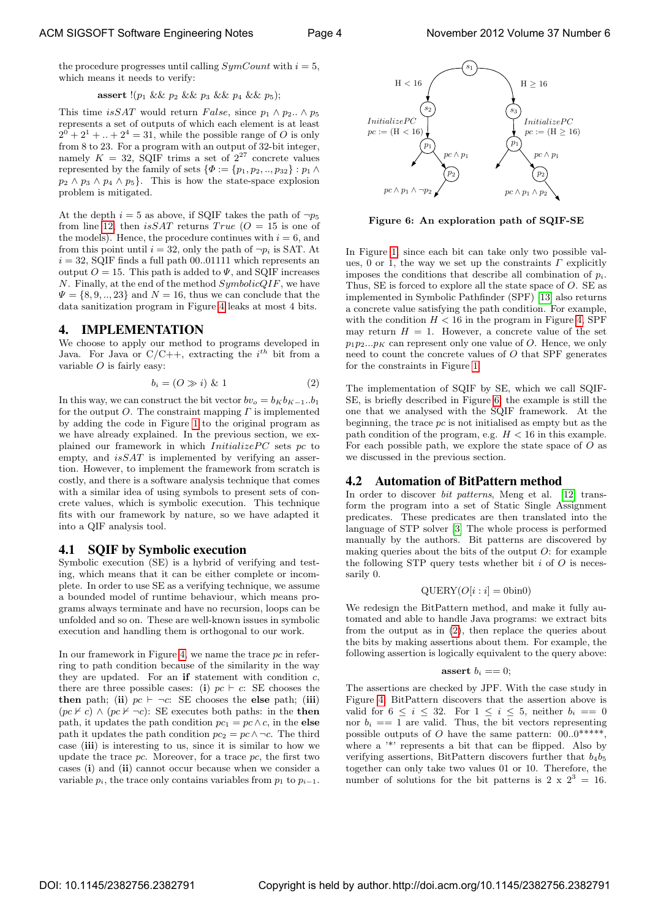the procedure progresses until calling $SymCount$ with $i = 5$, which means it needs to verify:

**assert** $!(p_1$ && $p_2$ && $p_3$ && $p_4$ && $p_5)$;

This time $isSAT$ would return $False$, since $p_1 \wedge p_2 .. \wedge p_5$ represents a set of outputs of which each element is at least $2^0 + 2^1 + .. + 2^4 = 31$, while the possible range of $O$ is only from 8 to 23. For a program with an output of 32-bit integer, namely $K = 32$, SQIF trims a set of $2^{27}$ concrete values represented by the family of sets $\{\Phi := \{p_1, p_2, .., p_{32}\} : p_1 \wedge p_2 \wedge p_3 \wedge p_4 \wedge p_5\}$. This is how the state-space explosion problem is mitigated.

At the depth $i = 5$ as above, if SQIF takes the path of $\neg p_5$ from line 12, then $isSAT$ returns $True$ ($O = 15$ is one of the models). Hence, the procedure continues with $i = 6$, and from this point until $i = 32$, only the path of $\neg p_i$ is SAT. At $i = 32$, SQIF finds a full path 00..01111 which represents an output $O = 15$. This path is added to $\Psi$, and SQIF increases $N$. Finally, at the end of the method $SymbolicQIF$, we have $\Psi = \{8, 9, .., 23\}$ and $N = 16$, thus we can conclude that the data sanitization program in Figure 4 leaks at most 4 bits.

## 4. IMPLEMENTATION

We choose to apply our method to programs developed in Java. For Java or C/C++, extracting the $i^{th}$ bit from a variable $O$ is fairly easy:

$$b_i = (O \gg i) \ \& \ 1 \qquad (2)$$

In this way, we can construct the bit vector $bv_o = b_K b_{K-1} .. b_1$ for the output $O$. The constraint mapping $\Gamma$ is implemented by adding the code in Figure 1 to the original program as we have already explained. In the previous section, we explained our framework in which $InitializePC$ sets $pc$ to empty, and $isSAT$ is implemented by verifying an assertion. However, to implement the framework from scratch is costly, and there is a software analysis technique that comes with a similar idea of using symbols to present sets of concrete values, which is symbolic execution. This technique fits with our framework by nature, so we have adapted it into a QIF analysis tool.

### 4.1 SQIF by Symbolic execution

Symbolic execution (SE) is a hybrid of verifying and testing, which means that it can be either complete or incomplete. In order to use SE as a verifying technique, we assume a bounded model of runtime behaviour, which means programs always terminate and have no recursion, loops can be unfolded and so on. These are well-known issues in symbolic execution and handling them is orthogonal to our work.

In our framework in Figure 4, we name the trace $pc$ in referring to path condition because of the similarity in the way they are updated. For an **if** statement with condition $c$, there are three possible cases: (**i**) $pc \vdash c$: SE chooses the **then** path; (**ii**) $pc \vdash \neg c$: SE chooses the **else** path; (**iii**) $(pc \nvdash c) \wedge (pc \nvdash \neg c)$: SE executes both paths: in the **then** path, it updates the path condition $pc_1 = pc \wedge c$, in the **else** path it updates the path condition $pc_2 = pc \wedge \neg c$. The third case (**iii**) is interesting to us, since it is similar to how we update the trace $pc$. Moreover, for a trace $pc$, the first two cases (**i**) and (**ii**) cannot occur because when we consider a variable $p_i$, the trace only contains variables from $p_1$ to $p_{i-1}$.

**Figure 6: An exploration path of SQIF-SE**

In Figure 1, since each bit can take only two possible values, 0 or 1, the way we set up the constraints $\Gamma$ explicitly imposes the conditions that describe all combination of $p_i$. Thus, SE is forced to explore all the state space of $O$. SE as implemented in Symbolic Pathfinder (SPF) [13] also returns a concrete value satisfying the path condition. For example, with the condition $H < 16$ in the program in Figure 4, SPF may return $H = 1$. However, a concrete value of the set $p_1 p_2 ... p_K$ can represent only one value of $O$. Hence, we only need to count the concrete values of $O$ that SPF generates for the constraints in Figure 1.

The implementation of SQIF by SE, which we call SQIF-SE, is briefly described in Figure 6, the example is still the one that we analysed with the SQIF framework. At the beginning, the trace $pc$ is not initialised as empty but as the path condition of the program, e.g. $H < 16$ in this example. For each possible path, we explore the state space of $O$ as we discussed in the previous section.

### 4.2 Automation of BitPattern method

In order to discover *bit patterns*, Meng et al. [12] transform the program into a set of Static Single Assignment predicates. These predicates are then translated into the language of STP solver [3]. The whole process is performed manually by the authors. Bit patterns are discovered by making queries about the bits of the output $O$: for example the following STP query tests whether bit $i$ of $O$ is necessarily 0.

$$\text{QUERY}(O[i:i] = 0\text{bin}0)$$

We redesign the BitPattern method, and make it fully automated and able to handle Java programs: we extract bits from the output as in (2), then replace the queries about the bits by making assertions about them. For example, the following assertion is logically equivalent to the query above:

**assert** $b_i == 0$;

The assertions are checked by JPF. With the case study in Figure 4, BitPattern discovers that the assertion above is valid for $6 \leq i \leq 32$. For $1 \leq i \leq 5$, neither $b_i == 0$ nor $b_i == 1$ are valid. Thus, the bit vectors representing possible outputs of $O$ have the same pattern: 00..0\*\*\*\*\*, where a '\*' represents a bit that can be flipped. Also by verifying assertions, BitPattern discovers further that $b_4 b_5$ together can only take two values 01 or 10. Therefore, the number of solutions for the bit patterns is $2 \times 2^3 = 16$.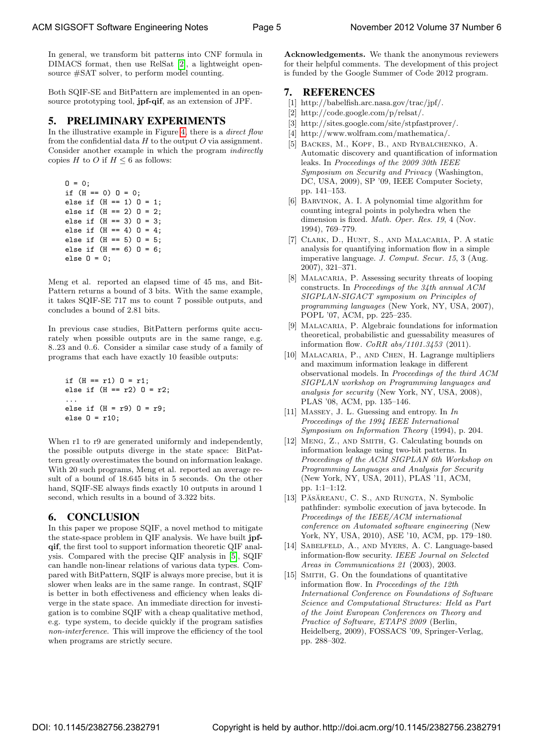In general, we transform bit patterns into CNF formula in DIMACS format, then use RelSat [2], a lightweight open-source #SAT solver, to perform model counting.

Both SQIF-SE and BitPattern are implemented in an open-source prototyping tool, **jpf-qif**, as an extension of JPF.

## 5. PRELIMINARY EXPERIMENTS

In the illustrative example in Figure 4, there is a *direct flow* from the confidential data $H$ to the output $O$ via assignment. Consider another example in which the program *indirectly* copies $H$ to $O$ if $H \leq 6$ as follows:

```
O = 0;
if (H == 0) O = 0;
else if (H == 1) O = 1;
else if (H == 2) O = 2;
else if (H == 3) O = 3;
else if (H == 4) O = 4;
else if (H == 5) O = 5;
else if (H == 6) O = 6;
else O = 0;
```

Meng et al. reported an elapsed time of 45 ms, and BitPattern returns a bound of 3 bits. With the same example, it takes SQIF-SE 717 ms to count 7 possible outputs, and concludes a bound of 2.81 bits.

In previous case studies, BitPattern performs quite accurately when possible outputs are in the same range, e.g. 8..23 and 0..6. Consider a similar case study of a family of programs that each have exactly 10 feasible outputs:

```
if (H == r1) O = r1;
else if (H == r2) O = r2;
...
else if (H = r9) O = r9;
else O = r10;
```

When r1 to r9 are generated uniformly and independently, the possible outputs diverge in the state space: BitPattern greatly overestimates the bound on information leakage. With 20 such programs, Meng et al. reported an average result of a bound of 18.645 bits in 5 seconds. On the other hand, SQIF-SE always finds exactly 10 outputs in around 1 second, which results in a bound of 3.322 bits.

## 6. CONCLUSION

In this paper we propose SQIF, a novel method to mitigate the state-space problem in QIF analysis. We have built **jpf-qif**, the first tool to support information theoretic QIF analysis. Compared with the precise QIF analysis in [5], SQIF can handle non-linear relations of various data types. Compared with BitPattern, SQIF is always more precise, but it is slower when leaks are in the same range. In contrast, SQIF is better in both effectiveness and efficiency when leaks diverge in the state space. An immediate direction for investigation is to combine SQIF with a cheap qualitative method, e.g. type system, to decide quickly if the program satisfies *non-interference*. This will improve the efficiency of the tool when programs are strictly secure.

**Acknowledgements.** We thank the anonymous reviewers for their helpful comments. The development of this project is funded by the Google Summer of Code 2012 program.

## 7. REFERENCES

[1] http://babelfish.arc.nasa.gov/trac/jpf/.

[2] http://code.google.com/p/relsat/.

[3] http://sites.google.com/site/stpfastprover/.

[4] http://www.wolfram.com/mathematica/.

[5] Backes, M., Kopf, B., and Rybalchenko, A. Automatic discovery and quantification of information leaks. In *Proceedings of the 2009 30th IEEE Symposium on Security and Privacy* (Washington, DC, USA, 2009), SP '09, IEEE Computer Society, pp. 141–153.

[6] Barvinok, A. I. A polynomial time algorithm for counting integral points in polyhedra when the dimension is fixed. *Math. Oper. Res. 19*, 4 (Nov. 1994), 769–779.

[7] Clark, D., Hunt, S., and Malacaria, P. A static analysis for quantifying information flow in a simple imperative language. *J. Comput. Secur. 15*, 3 (Aug. 2007), 321–371.

[8] Malacaria, P. Assessing security threats of looping constructs. In *Proceedings of the 34th annual ACM SIGPLAN-SIGACT symposium on Principles of programming languages* (New York, NY, USA, 2007), POPL '07, ACM, pp. 225–235.

[9] Malacaria, P. Algebraic foundations for information theoretical, probabilistic and guessability measures of information flow. *CoRR abs/1101.3453* (2011).

[10] Malacaria, P., and Chen, H. Lagrange multipliers and maximum information leakage in different observational models. In *Proceedings of the third ACM SIGPLAN workshop on Programming languages and analysis for security* (New York, NY, USA, 2008), PLAS '08, ACM, pp. 135–146.

[11] Massey, J. L. Guessing and entropy. In *In Proceedings of the 1994 IEEE International Symposium on Information Theory* (1994), p. 204.

[12] Meng, Z., and Smith, G. Calculating bounds on information leakage using two-bit patterns. In *Proceedings of the ACM SIGPLAN 6th Workshop on Programming Languages and Analysis for Security* (New York, NY, USA, 2011), PLAS '11, ACM, pp. 1:1–1:12.

[13] Păsăreanu, C. S., and Rungta, N. Symbolic pathfinder: symbolic execution of java bytecode. In *Proceedings of the IEEE/ACM international conference on Automated software engineering* (New York, NY, USA, 2010), ASE '10, ACM, pp. 179–180.

[14] Sabelfeld, A., and Myers, A. C. Language-based information-flow security. *IEEE Journal on Selected Areas in Communications 21* (2003), 2003.

[15] Smith, G. On the foundations of quantitative information flow. In *Proceedings of the 12th International Conference on Foundations of Software Science and Computational Structures: Held as Part of the Joint European Conferences on Theory and Practice of Software, ETAPS 2009* (Berlin, Heidelberg, 2009), FOSSACS '09, Springer-Verlag, pp. 288–302.